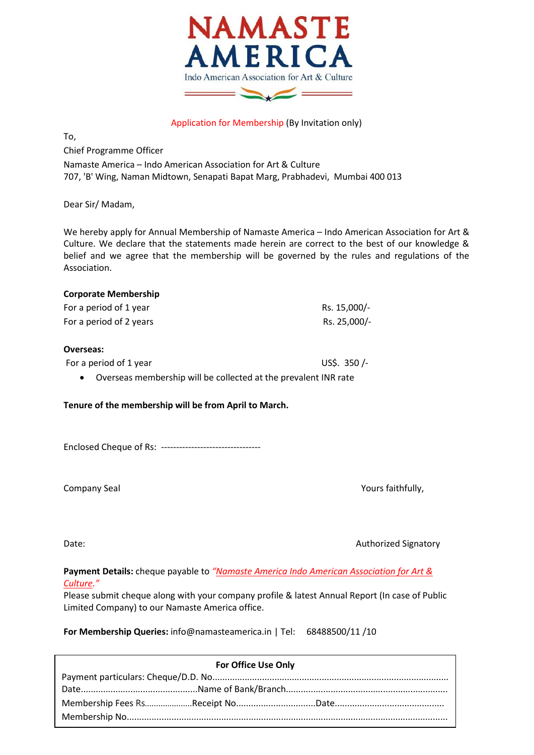# NAMASTE AMERICA

Indo American Association for Art & Culture

Application for Membership (By Invitation only)

To,

Chief Programme Officer

Namaste America – Indo American Association for Art & Culture

707, 'B' Wing, Naman Midtown, Senapati Bapat Marg, Prabhadevi, Mumbai 400 013

Dear Sir/ Madam,

We hereby apply for Annual Membership of Namaste America – Indo American Association for Art & Culture. We declare that the statements made herein are correct to the best of our knowledge & belief and we agree that the membership will be governed by the rules and regulations of the Association.

**Corporate Membership**

| | |
|---|---|
| For a period of 1 year | Rs. 15,000/- |
| For a period of 2 years | Rs. 25,000/- |

**Overseas:**

| | |
|---|---|
| For a period of 1 year | US$. 350 /- |

- Overseas membership will be collected at the prevalent INR rate

**Tenure of the membership will be from April to March.**

Enclosed Cheque of Rs: ---------------------------------

Company Seal

Yours faithfully,

Date:

Authorized Signatory

**Payment Details:** cheque payable to *"Namaste America Indo American Association for Art & Culture."*

Please submit cheque along with your company profile & latest Annual Report (In case of Public Limited Company) to our Namaste America office.

**For Membership Queries:** info@namasteamerica.in | Tel: 68488500/11 /10

**For Office Use Only**

Payment particulars: Cheque/D.D. No............................................................................................

Date..............................................Name of Bank/Branch................................................................

Membership Fees Rs.....................Receipt No...............................Date...........................................

Membership No...............................................................................................................................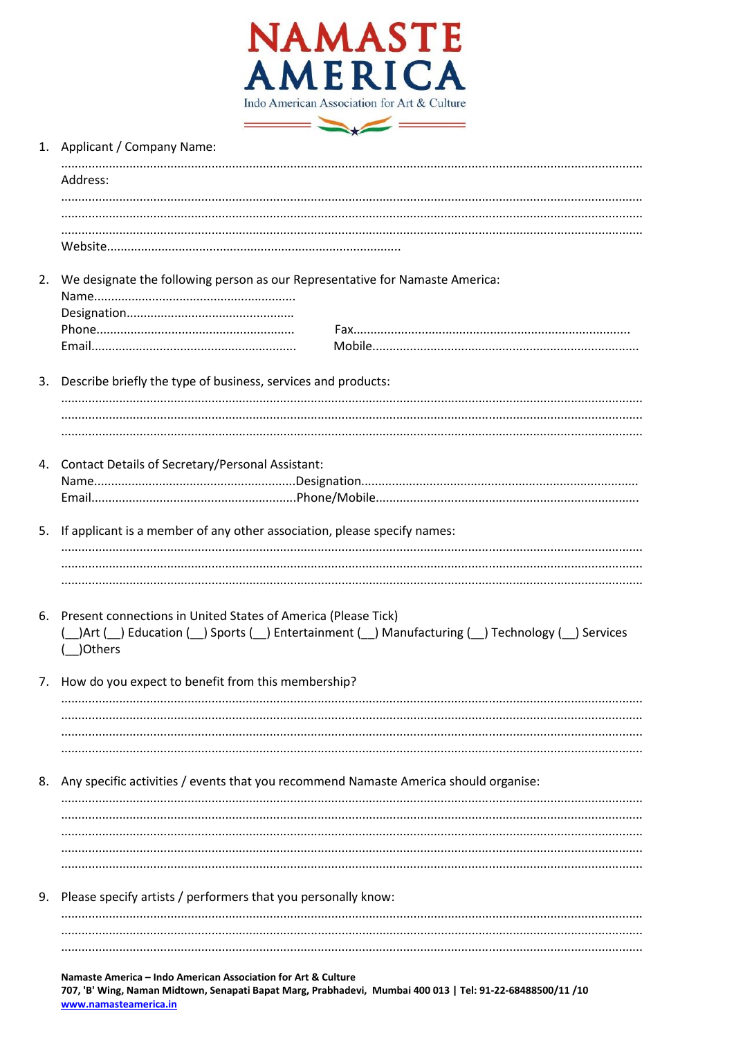# NAMASTE AMERICA

Indo American Association for Art & Culture

1. Applicant / Company Name:

   ..........................................................................................................................................................

   Address:

   ..........................................................................................................................................................

   ..........................................................................................................................................................

   ..........................................................................................................................................................

   Website......................................................................................

2. We designate the following person as our Representative for Namaste America:

   Name..........................................................

   Designation.................................................

   Phone..........................................................    Fax................................................................................

   Email...........................................................    Mobile.............................................................................

3. Describe briefly the type of business, services and products:

   ..........................................................................................................................................................

   ..........................................................................................................................................................

   ..........................................................................................................................................................

4. Contact Details of Secretary/Personal Assistant:

   Name..........................................................Designation................................................................................

   Email..........................................................Phone/Mobile...........................................................................

5. If applicant is a member of any other association, please specify names:

   ..........................................................................................................................................................

   ..........................................................................................................................................................

   ..........................................................................................................................................................

6. Present connections in United States of America (Please Tick)

   (__)Art (__) Education (__) Sports (__) Entertainment (__) Manufacturing (__) Technology (__) Services (__)Others

7. How do you expect to benefit from this membership?

   ..........................................................................................................................................................

   ..........................................................................................................................................................

   ..........................................................................................................................................................

   ..........................................................................................................................................................

8. Any specific activities / events that you recommend Namaste America should organise:

   ..........................................................................................................................................................

   ..........................................................................................................................................................

   ..........................................................................................................................................................

   ..........................................................................................................................................................

   ..........................................................................................................................................................

9. Please specify artists / performers that you personally know:

   ..........................................................................................................................................................

   ..........................................................................................................................................................

   ..........................................................................................................................................................

**Namaste America – Indo American Association for Art & Culture**
**707, 'B' Wing, Naman Midtown, Senapati Bapat Marg, Prabhadevi, Mumbai 400 013 | Tel: 91-22-68488500/11 /10**
**www.namasteamerica.in**